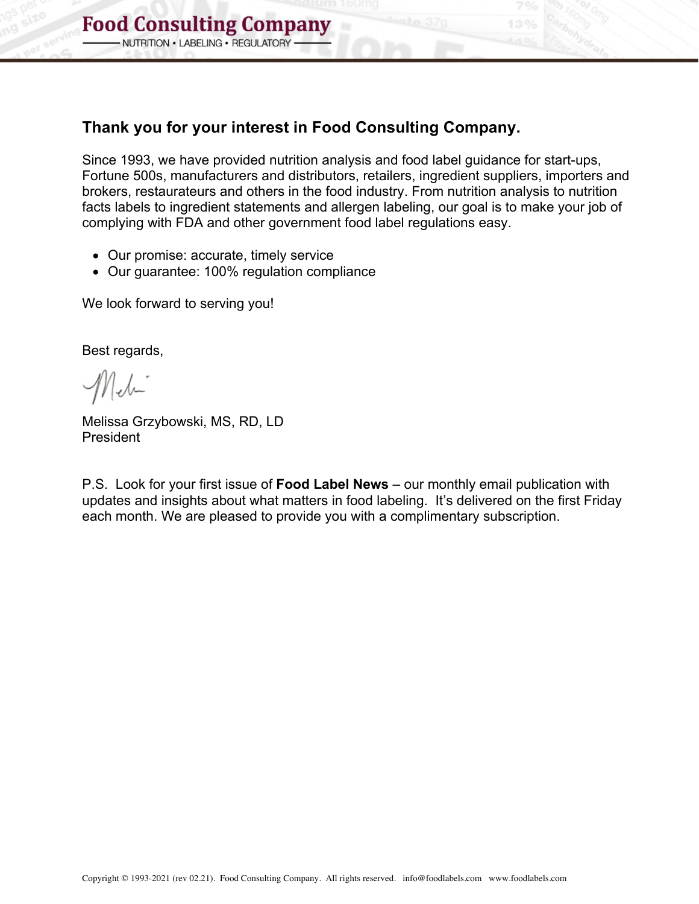# Food Consulting Company

NUTRITION • LABELING • REGULATORY

## Thank you for your interest in Food Consulting Company.

Since 1993, we have provided nutrition analysis and food label guidance for start-ups, Fortune 500s, manufacturers and distributors, retailers, ingredient suppliers, importers and brokers, restaurateurs and others in the food industry. From nutrition analysis to nutrition facts labels to ingredient statements and allergen labeling, our goal is to make your job of complying with FDA and other government food label regulations easy.

- Our promise: accurate, timely service
- Our guarantee: 100% regulation compliance

We look forward to serving you!

Best regards,

Melissa Grzybowski, MS, RD, LD
President

P.S. Look for your first issue of **Food Label News** – our monthly email publication with updates and insights about what matters in food labeling. It's delivered on the first Friday each month. We are pleased to provide you with a complimentary subscription.

Copyright © 1993-2021 (rev 02.21). Food Consulting Company. All rights reserved. info@foodlabels.com www.foodlabels.com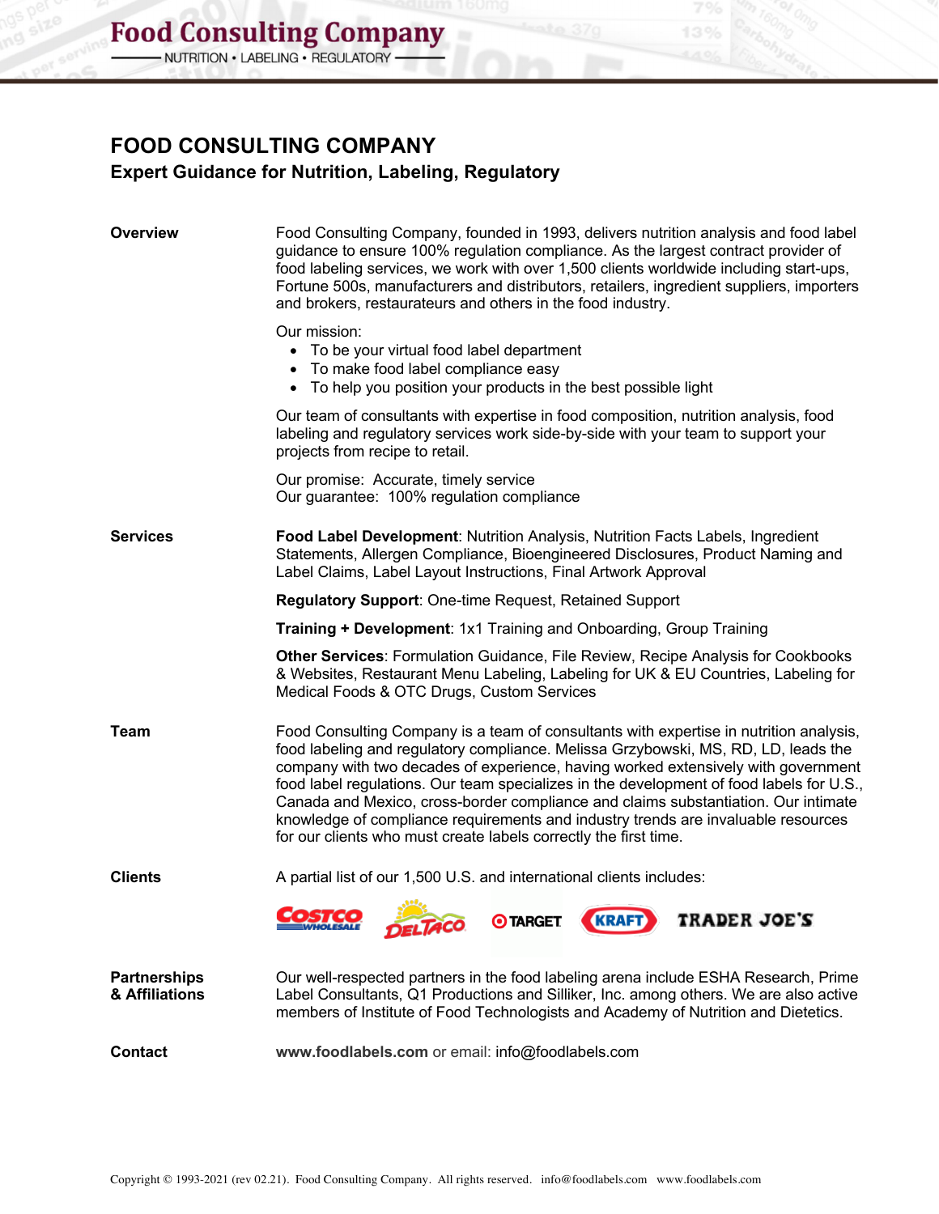# FOOD CONSULTING COMPANY

## Expert Guidance for Nutrition, Labeling, Regulatory

**Overview**

Food Consulting Company, founded in 1993, delivers nutrition analysis and food label guidance to ensure 100% regulation compliance. As the largest contract provider of food labeling services, we work with over 1,500 clients worldwide including start-ups, Fortune 500s, manufacturers and distributors, retailers, ingredient suppliers, importers and brokers, restaurateurs and others in the food industry.

Our mission:

- To be your virtual food label department
- To make food label compliance easy
- To help you position your products in the best possible light

Our team of consultants with expertise in food composition, nutrition analysis, food labeling and regulatory services work side-by-side with your team to support your projects from recipe to retail.

Our promise: Accurate, timely service
Our guarantee: 100% regulation compliance

**Services**

**Food Label Development**: Nutrition Analysis, Nutrition Facts Labels, Ingredient Statements, Allergen Compliance, Bioengineered Disclosures, Product Naming and Label Claims, Label Layout Instructions, Final Artwork Approval

**Regulatory Support**: One-time Request, Retained Support

**Training + Development**: 1x1 Training and Onboarding, Group Training

**Other Services**: Formulation Guidance, File Review, Recipe Analysis for Cookbooks & Websites, Restaurant Menu Labeling, Labeling for UK & EU Countries, Labeling for Medical Foods & OTC Drugs, Custom Services

**Team**

Food Consulting Company is a team of consultants with expertise in nutrition analysis, food labeling and regulatory compliance. Melissa Grzybowski, MS, RD, LD, leads the company with two decades of experience, having worked extensively with government food label regulations. Our team specializes in the development of food labels for U.S., Canada and Mexico, cross-border compliance and claims substantiation. Our intimate knowledge of compliance requirements and industry trends are invaluable resources for our clients who must create labels correctly the first time.

**Clients**

A partial list of our 1,500 U.S. and international clients includes:

COSTCO WHOLESALE, DEL TACO, TARGET, KRAFT, TRADER JOE'S

**Partnerships & Affiliations**

Our well-respected partners in the food labeling arena include ESHA Research, Prime Label Consultants, Q1 Productions and Silliker, Inc. among others. We are also active members of Institute of Food Technologists and Academy of Nutrition and Dietetics.

**Contact**

**www.foodlabels.com** or email: info@foodlabels.com

Copyright © 1993-2021 (rev 02.21). Food Consulting Company. All rights reserved. info@foodlabels.com www.foodlabels.com